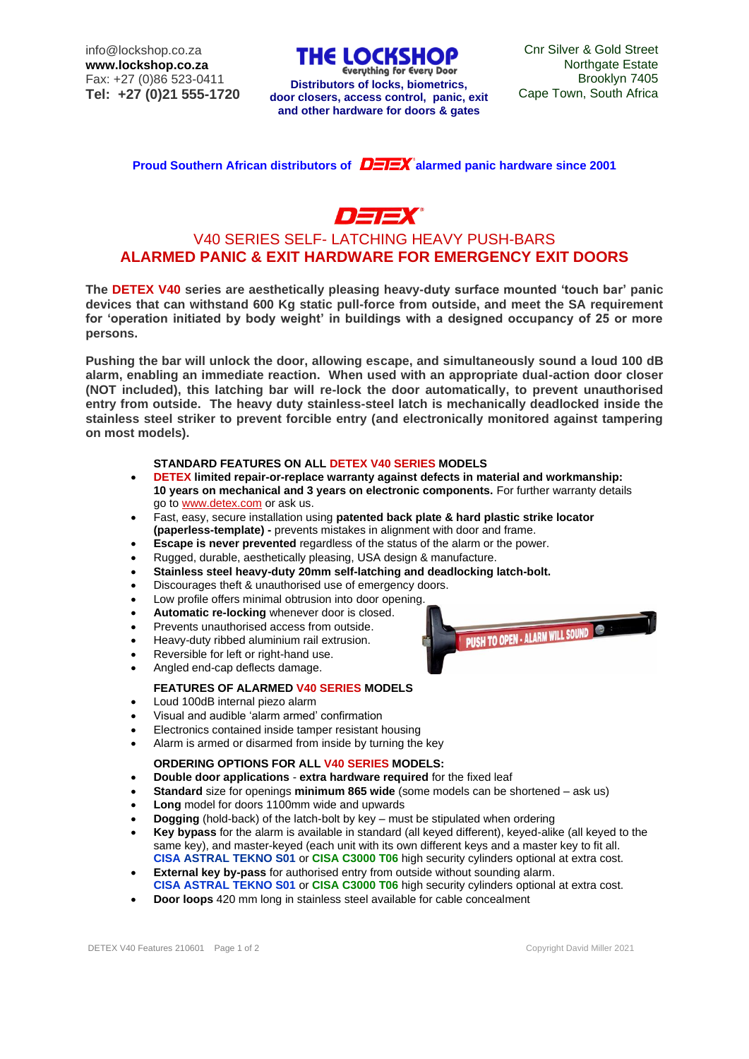info@lockshop.co.za
**www.lockshop.co.za**
Fax: +27 (0)86 523-0411
**Tel: +27 (0)21 555-1720**

**THE LOCKSHOP**
*Everything for Every Door*
**Distributors of locks, biometrics, door closers, access control, panic, exit and other hardware for doors & gates**

Cnr Silver & Gold Street
Northgate Estate
Brooklyn 7405
Cape Town, South Africa

**Proud Southern African distributors of DETEX alarmed panic hardware since 2001**

# DETEX

## V40 SERIES SELF- LATCHING HEAVY PUSH-BARS
## ALARMED PANIC & EXIT HARDWARE FOR EMERGENCY EXIT DOORS

**The DETEX V40 series are aesthetically pleasing heavy-duty surface mounted 'touch bar' panic devices that can withstand 600 Kg static pull-force from outside, and meet the SA requirement for 'operation initiated by body weight' in buildings with a designed occupancy of 25 or more persons.**

**Pushing the bar will unlock the door, allowing escape, and simultaneously sound a loud 100 dB alarm, enabling an immediate reaction. When used with an appropriate dual-action door closer (NOT included), this latching bar will re-lock the door automatically, to prevent unauthorised entry from outside. The heavy duty stainless-steel latch is mechanically deadlocked inside the stainless steel striker to prevent forcible entry (and electronically monitored against tampering on most models).**

**STANDARD FEATURES ON ALL DETEX V40 SERIES MODELS**

- **DETEX limited repair-or-replace warranty against defects in material and workmanship: 10 years on mechanical and 3 years on electronic components.** For further warranty details go to www.detex.com or ask us.
- Fast, easy, secure installation using **patented back plate & hard plastic strike locator (paperless-template) -** prevents mistakes in alignment with door and frame.
- **Escape is never prevented** regardless of the status of the alarm or the power.
- Rugged, durable, aesthetically pleasing, USA design & manufacture.
- **Stainless steel heavy-duty 20mm self-latching and deadlocking latch-bolt.**
- Discourages theft & unauthorised use of emergency doors.
- Low profile offers minimal obtrusion into door opening.
- **Automatic re-locking** whenever door is closed.
- Prevents unauthorised access from outside.
- Heavy-duty ribbed aluminium rail extrusion.
- Reversible for left or right-hand use.
- Angled end-cap deflects damage.

**FEATURES OF ALARMED V40 SERIES MODELS**

- Loud 100dB internal piezo alarm
- Visual and audible 'alarm armed' confirmation
- Electronics contained inside tamper resistant housing
- Alarm is armed or disarmed from inside by turning the key

**ORDERING OPTIONS FOR ALL V40 SERIES MODELS:**

- **Double door applications** - **extra hardware required** for the fixed leaf
- **Standard** size for openings **minimum 865 wide** (some models can be shortened – ask us)
- **Long** model for doors 1100mm wide and upwards
- **Dogging** (hold-back) of the latch-bolt by key – must be stipulated when ordering
- **Key bypass** for the alarm is available in standard (all keyed different), keyed-alike (all keyed to the same key), and master-keyed (each unit with its own different keys and a master key to fit all. **CISA ASTRAL TEKNO S01** or **CISA C3000 T06** high security cylinders optional at extra cost.
- **External key by-pass** for authorised entry from outside without sounding alarm. **CISA ASTRAL TEKNO S01** or **CISA C3000 T06** high security cylinders optional at extra cost.
- **Door loops** 420 mm long in stainless steel available for cable concealment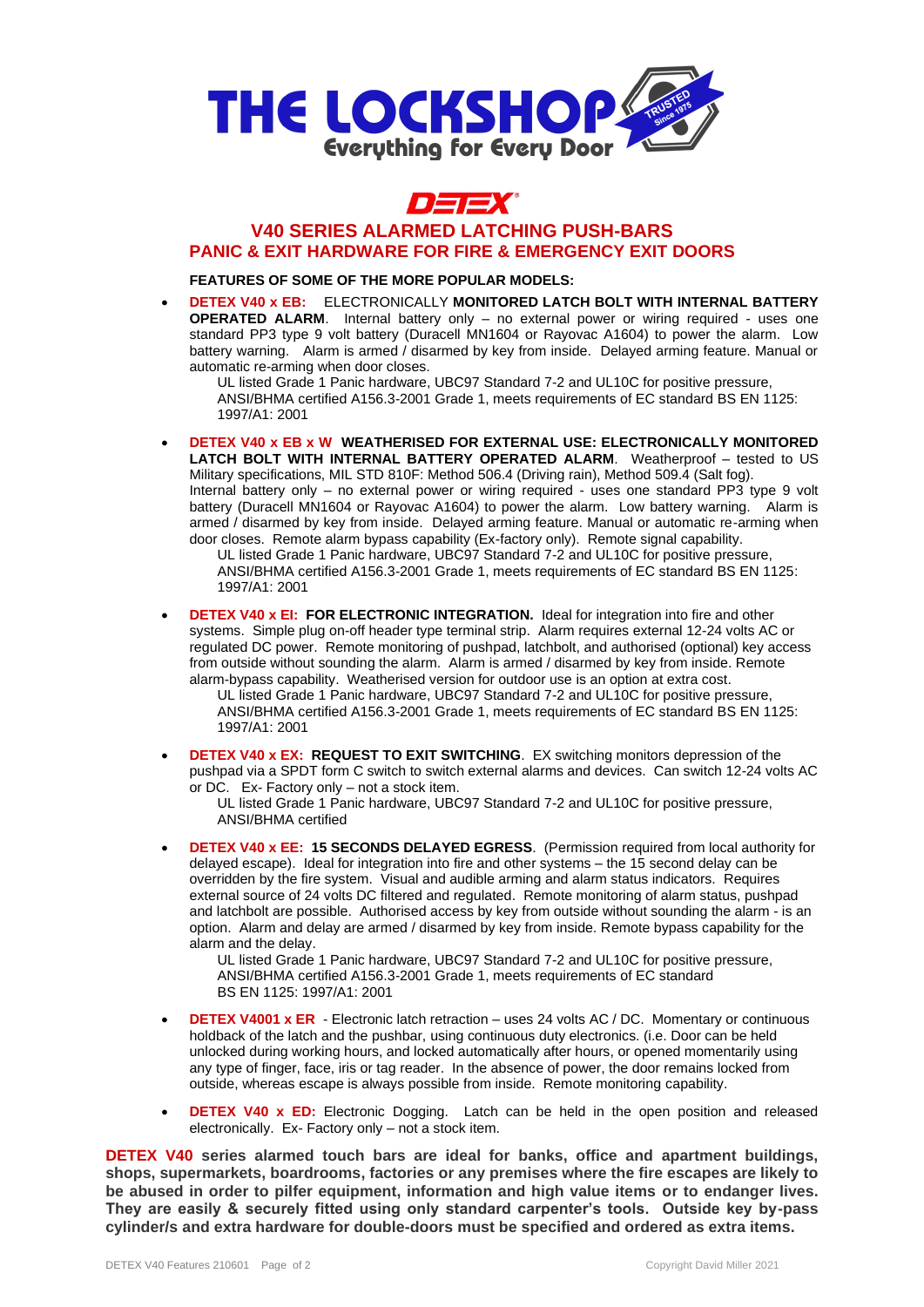# THE LOCKSHOP

Everything for Every Door

TRUSTED Since 1975

DETEX

## V40 SERIES ALARMED LATCHING PUSH-BARS
## PANIC & EXIT HARDWARE FOR FIRE & EMERGENCY EXIT DOORS

**FEATURES OF SOME OF THE MORE POPULAR MODELS:**

- **DETEX V40 x EB:** ELECTRONICALLY **MONITORED LATCH BOLT WITH INTERNAL BATTERY OPERATED ALARM**. Internal battery only – no external power or wiring required - uses one standard PP3 type 9 volt battery (Duracell MN1604 or Rayovac A1604) to power the alarm. Low battery warning. Alarm is armed / disarmed by key from inside. Delayed arming feature. Manual or automatic re-arming when door closes.

  UL listed Grade 1 Panic hardware, UBC97 Standard 7-2 and UL10C for positive pressure, ANSI/BHMA certified A156.3-2001 Grade 1, meets requirements of EC standard BS EN 1125: 1997/A1: 2001

- **DETEX V40 x EB x W WEATHERISED FOR EXTERNAL USE: ELECTRONICALLY MONITORED LATCH BOLT WITH INTERNAL BATTERY OPERATED ALARM**. Weatherproof – tested to US Military specifications, MIL STD 810F: Method 506.4 (Driving rain), Method 509.4 (Salt fog). Internal battery only – no external power or wiring required - uses one standard PP3 type 9 volt battery (Duracell MN1604 or Rayovac A1604) to power the alarm. Low battery warning. Alarm is armed / disarmed by key from inside. Delayed arming feature. Manual or automatic re-arming when door closes. Remote alarm bypass capability (Ex-factory only). Remote signal capability.

  UL listed Grade 1 Panic hardware, UBC97 Standard 7-2 and UL10C for positive pressure, ANSI/BHMA certified A156.3-2001 Grade 1, meets requirements of EC standard BS EN 1125: 1997/A1: 2001

- **DETEX V40 x EI: FOR ELECTRONIC INTEGRATION.** Ideal for integration into fire and other systems. Simple plug on-off header type terminal strip. Alarm requires external 12-24 volts AC or regulated DC power. Remote monitoring of pushpad, latchbolt, and authorised (optional) key access from outside without sounding the alarm. Alarm is armed / disarmed by key from inside. Remote alarm-bypass capability. Weatherised version for outdoor use is an option at extra cost.

  UL listed Grade 1 Panic hardware, UBC97 Standard 7-2 and UL10C for positive pressure, ANSI/BHMA certified A156.3-2001 Grade 1, meets requirements of EC standard BS EN 1125: 1997/A1: 2001

- **DETEX V40 x EX: REQUEST TO EXIT SWITCHING**. EX switching monitors depression of the pushpad via a SPDT form C switch to switch external alarms and devices. Can switch 12-24 volts AC or DC. Ex- Factory only – not a stock item.

  UL listed Grade 1 Panic hardware, UBC97 Standard 7-2 and UL10C for positive pressure, ANSI/BHMA certified

- **DETEX V40 x EE: 15 SECONDS DELAYED EGRESS**. (Permission required from local authority for delayed escape). Ideal for integration into fire and other systems – the 15 second delay can be overridden by the fire system. Visual and audible arming and alarm status indicators. Requires external source of 24 volts DC filtered and regulated. Remote monitoring of alarm status, pushpad and latchbolt are possible. Authorised access by key from outside without sounding the alarm - is an option. Alarm and delay are armed / disarmed by key from inside. Remote bypass capability for the alarm and the delay.

  UL listed Grade 1 Panic hardware, UBC97 Standard 7-2 and UL10C for positive pressure, ANSI/BHMA certified A156.3-2001 Grade 1, meets requirements of EC standard BS EN 1125: 1997/A1: 2001

- **DETEX V4001 x ER** - Electronic latch retraction – uses 24 volts AC / DC. Momentary or continuous holdback of the latch and the pushbar, using continuous duty electronics. (i.e. Door can be held unlocked during working hours, and locked automatically after hours, or opened momentarily using any type of finger, face, iris or tag reader. In the absence of power, the door remains locked from outside, whereas escape is always possible from inside. Remote monitoring capability.

- **DETEX V40 x ED:** Electronic Dogging. Latch can be held in the open position and released electronically. Ex- Factory only – not a stock item.

**DETEX V40 series alarmed touch bars are ideal for banks, office and apartment buildings, shops, supermarkets, boardrooms, factories or any premises where the fire escapes are likely to be abused in order to pilfer equipment, information and high value items or to endanger lives. They are easily & securely fitted using only standard carpenter's tools. Outside key by-pass cylinder/s and extra hardware for double-doors must be specified and ordered as extra items.**